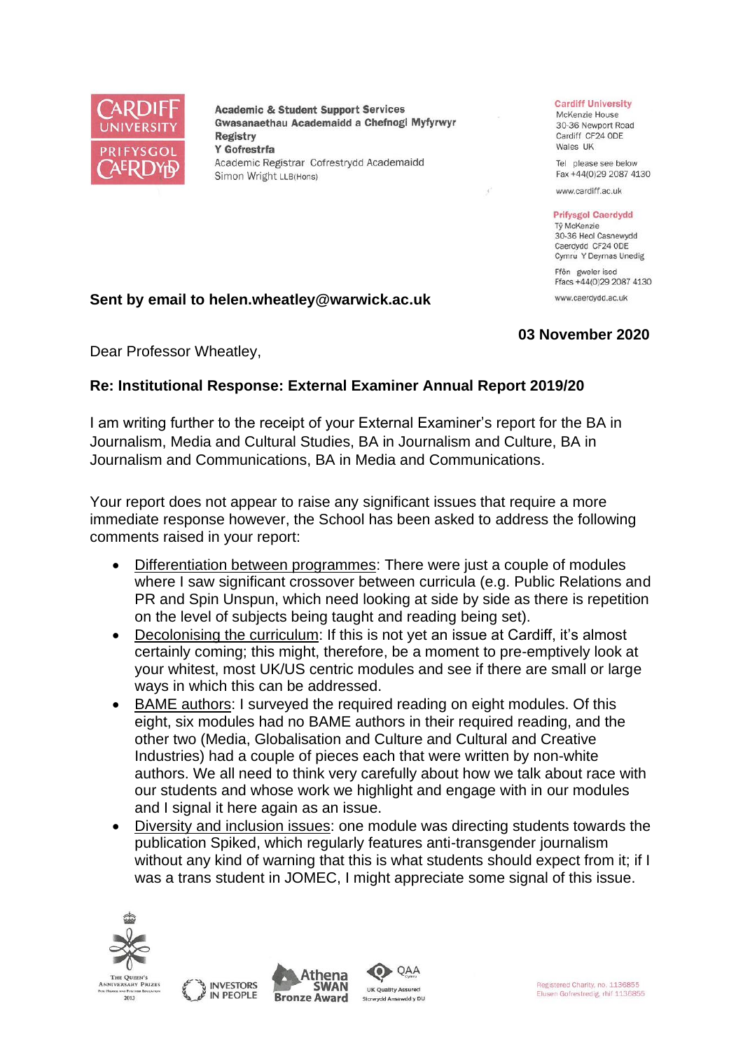CARDIFF UNIVERSITY
PRIFYSGOL CAERDYDD

**Academic & Student Support Services**
**Gwasanaethau Academaidd a Chefnogi Myfyrwyr**
**Registry**
**Y Gofrestrfa**
Academic Registrar Cofrestrydd Academaidd
Simon Wright LLB(Hons)

**Cardiff University**
McKenzie House
30-36 Newport Road
Cardiff CF24 0DE
Wales UK

Tel please see below
Fax +44(0)29 2087 4130

www.cardiff.ac.uk

**Prifysgol Caerdydd**
Tŷ McKenzie
30-36 Heol Casnewydd
Caerdydd CF24 0DE
Cymru Y Deyrnas Unedig

Ffôn gweler isod
Ffacs +44(0)29 2087 4130

www.caerdydd.ac.uk

**Sent by email to helen.wheatley@warwick.ac.uk**

**03 November 2020**

Dear Professor Wheatley,

**Re: Institutional Response: External Examiner Annual Report 2019/20**

I am writing further to the receipt of your External Examiner's report for the BA in Journalism, Media and Cultural Studies, BA in Journalism and Culture, BA in Journalism and Communications, BA in Media and Communications.

Your report does not appear to raise any significant issues that require a more immediate response however, the School has been asked to address the following comments raised in your report:

- Differentiation between programmes: There were just a couple of modules where I saw significant crossover between curricula (e.g. Public Relations and PR and Spin Unspun, which need looking at side by side as there is repetition on the level of subjects being taught and reading being set).
- Decolonising the curriculum: If this is not yet an issue at Cardiff, it's almost certainly coming; this might, therefore, be a moment to pre-emptively look at your whitest, most UK/US centric modules and see if there are small or large ways in which this can be addressed.
- BAME authors: I surveyed the required reading on eight modules. Of this eight, six modules had no BAME authors in their required reading, and the other two (Media, Globalisation and Culture and Cultural and Creative Industries) had a couple of pieces each that were written by non-white authors. We all need to think very carefully about how we talk about race with our students and whose work we highlight and engage with in our modules and I signal it here again as an issue.
- Diversity and inclusion issues: one module was directing students towards the publication Spiked, which regularly features anti-transgender journalism without any kind of warning that this is what students should expect from it; if I was a trans student in JOMEC, I might appreciate some signal of this issue.

The Queen's Anniversary Prizes 2013 | Investors in People | Athena SWAN Bronze Award | QAA UK Quality Assured Sicrwydd Ansawdd y DU

Registered Charity, no. 1136855
Elusen Gofrestredig, rhif 1136855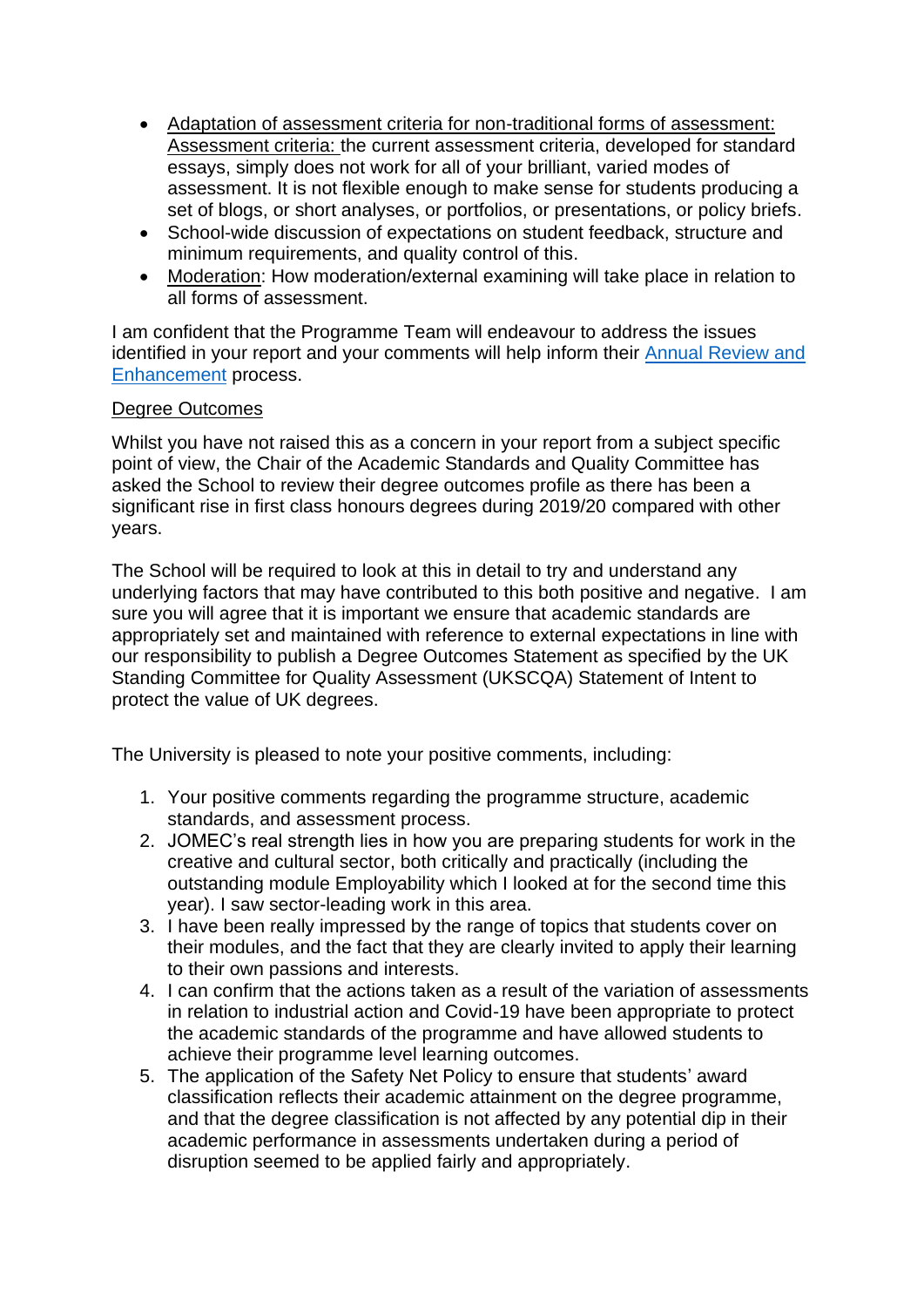- Adaptation of assessment criteria for non-traditional forms of assessment: Assessment criteria: the current assessment criteria, developed for standard essays, simply does not work for all of your brilliant, varied modes of assessment. It is not flexible enough to make sense for students producing a set of blogs, or short analyses, or portfolios, or presentations, or policy briefs.
- School-wide discussion of expectations on student feedback, structure and minimum requirements, and quality control of this.
- Moderation: How moderation/external examining will take place in relation to all forms of assessment.

I am confident that the Programme Team will endeavour to address the issues identified in your report and your comments will help inform their Annual Review and Enhancement process.

Degree Outcomes

Whilst you have not raised this as a concern in your report from a subject specific point of view, the Chair of the Academic Standards and Quality Committee has asked the School to review their degree outcomes profile as there has been a significant rise in first class honours degrees during 2019/20 compared with other years.

The School will be required to look at this in detail to try and understand any underlying factors that may have contributed to this both positive and negative. I am sure you will agree that it is important we ensure that academic standards are appropriately set and maintained with reference to external expectations in line with our responsibility to publish a Degree Outcomes Statement as specified by the UK Standing Committee for Quality Assessment (UKSCQA) Statement of Intent to protect the value of UK degrees.

The University is pleased to note your positive comments, including:

1. Your positive comments regarding the programme structure, academic standards, and assessment process.
2. JOMEC's real strength lies in how you are preparing students for work in the creative and cultural sector, both critically and practically (including the outstanding module Employability which I looked at for the second time this year). I saw sector-leading work in this area.
3. I have been really impressed by the range of topics that students cover on their modules, and the fact that they are clearly invited to apply their learning to their own passions and interests.
4. I can confirm that the actions taken as a result of the variation of assessments in relation to industrial action and Covid-19 have been appropriate to protect the academic standards of the programme and have allowed students to achieve their programme level learning outcomes.
5. The application of the Safety Net Policy to ensure that students' award classification reflects their academic attainment on the degree programme, and that the degree classification is not affected by any potential dip in their academic performance in assessments undertaken during a period of disruption seemed to be applied fairly and appropriately.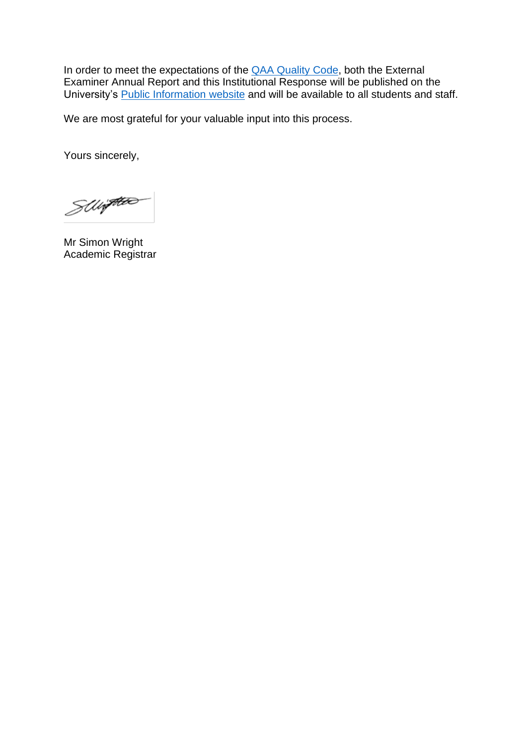In order to meet the expectations of the [QAA Quality Code](), both the External Examiner Annual Report and this Institutional Response will be published on the University's [Public Information website]() and will be available to all students and staff.

We are most grateful for your valuable input into this process.

Yours sincerely,

Mr Simon Wright
Academic Registrar